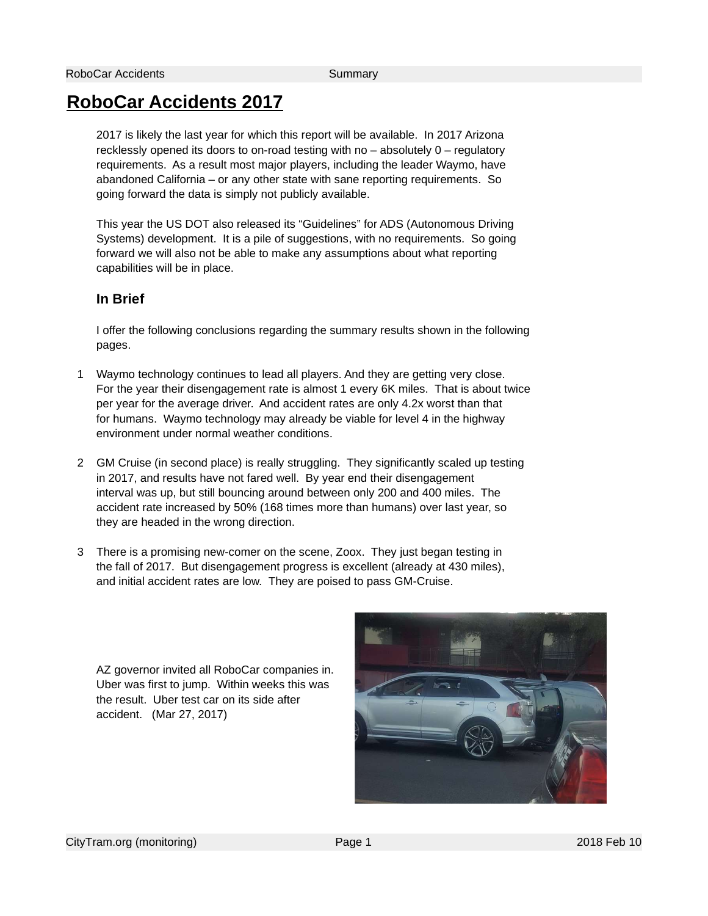# RoboCar Accidents 2017

2017 is likely the last year for which this report will be available. In 2017 Arizona recklessly opened its doors to on-road testing with no – absolutely 0 – regulatory requirements. As a result most major players, including the leader Waymo, have abandoned California – or any other state with sane reporting requirements. So going forward the data is simply not publicly available.

This year the US DOT also released its "Guidelines" for ADS (Autonomous Driving Systems) development. It is a pile of suggestions, with no requirements. So going forward we will also not be able to make any assumptions about what reporting capabilities will be in place.

### In Brief

I offer the following conclusions regarding the summary results shown in the following pages.

1. Waymo technology continues to lead all players. And they are getting very close. For the year their disengagement rate is almost 1 every 6K miles. That is about twice per year for the average driver. And accident rates are only 4.2x worst than that for humans. Waymo technology may already be viable for level 4 in the highway environment under normal weather conditions.

2. GM Cruise (in second place) is really struggling. They significantly scaled up testing in 2017, and results have not fared well. By year end their disengagement interval was up, but still bouncing around between only 200 and 400 miles. The accident rate increased by 50% (168 times more than humans) over last year, so they are headed in the wrong direction.

3. There is a promising new-comer on the scene, Zoox. They just began testing in the fall of 2017. But disengagement progress is excellent (already at 430 miles), and initial accident rates are low. They are poised to pass GM-Cruise.

AZ governor invited all RoboCar companies in. Uber was first to jump. Within weeks this was the result. Uber test car on its side after accident. (Mar 27, 2017)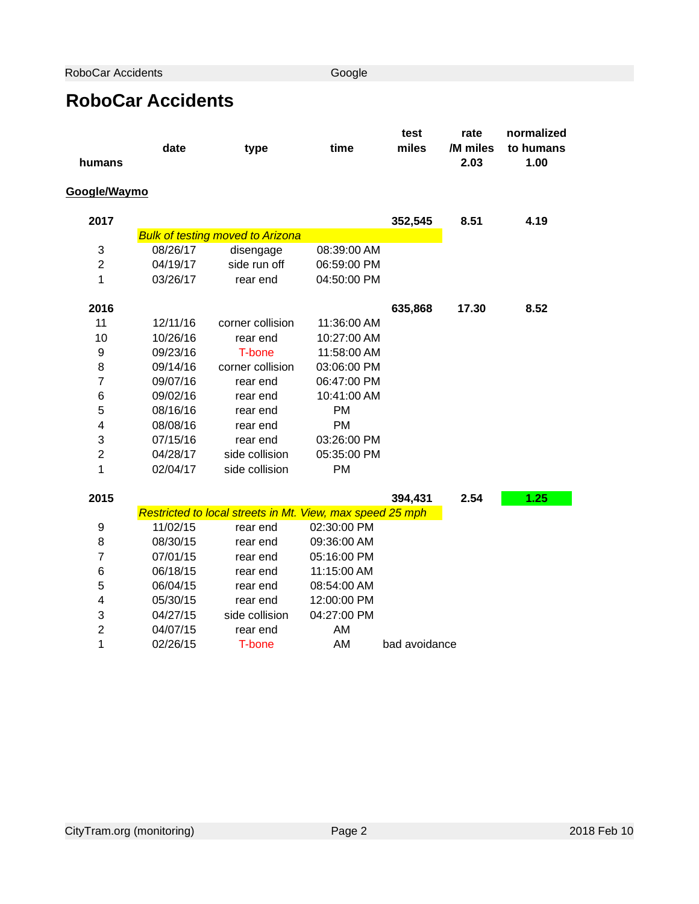# RoboCar Accidents

| humans | date | type | time | test miles | rate /M miles | normalized to humans |
|---|---|---|---|---|---|---|
| | | | | | 2.03 | 1.00 |
| **Google/Waymo** | | | | | | |
| **2017** | | | | **352,545** | **8.51** | **4.19** |
| | *Bulk of testing moved to Arizona* | | | | | |
| 3 | 08/26/17 | disengage | 08:39:00 AM | | | |
| 2 | 04/19/17 | side run off | 06:59:00 PM | | | |
| 1 | 03/26/17 | rear end | 04:50:00 PM | | | |
| **2016** | | | | **635,868** | **17.30** | **8.52** |
| 11 | 12/11/16 | corner collision | 11:36:00 AM | | | |
| 10 | 10/26/16 | rear end | 10:27:00 AM | | | |
| 9 | 09/23/16 | T-bone | 11:58:00 AM | | | |
| 8 | 09/14/16 | corner collision | 03:06:00 PM | | | |
| 7 | 09/07/16 | rear end | 06:47:00 PM | | | |
| 6 | 09/02/16 | rear end | 10:41:00 AM | | | |
| 5 | 08/16/16 | rear end | PM | | | |
| 4 | 08/08/16 | rear end | PM | | | |
| 3 | 07/15/16 | rear end | 03:26:00 PM | | | |
| 2 | 04/28/17 | side collision | 05:35:00 PM | | | |
| 1 | 02/04/17 | side collision | PM | | | |
| **2015** | | | | **394,431** | **2.54** | **1.25** |
| | *Restricted to local streets in Mt. View, max speed 25 mph* | | | | | |
| 9 | 11/02/15 | rear end | 02:30:00 PM | | | |
| 8 | 08/30/15 | rear end | 09:36:00 AM | | | |
| 7 | 07/01/15 | rear end | 05:16:00 PM | | | |
| 6 | 06/18/15 | rear end | 11:15:00 AM | | | |
| 5 | 06/04/15 | rear end | 08:54:00 AM | | | |
| 4 | 05/30/15 | rear end | 12:00:00 PM | | | |
| 3 | 04/27/15 | side collision | 04:27:00 PM | | | |
| 2 | 04/07/15 | rear end | AM | | | |
| 1 | 02/26/15 | T-bone | AM | bad avoidance | | |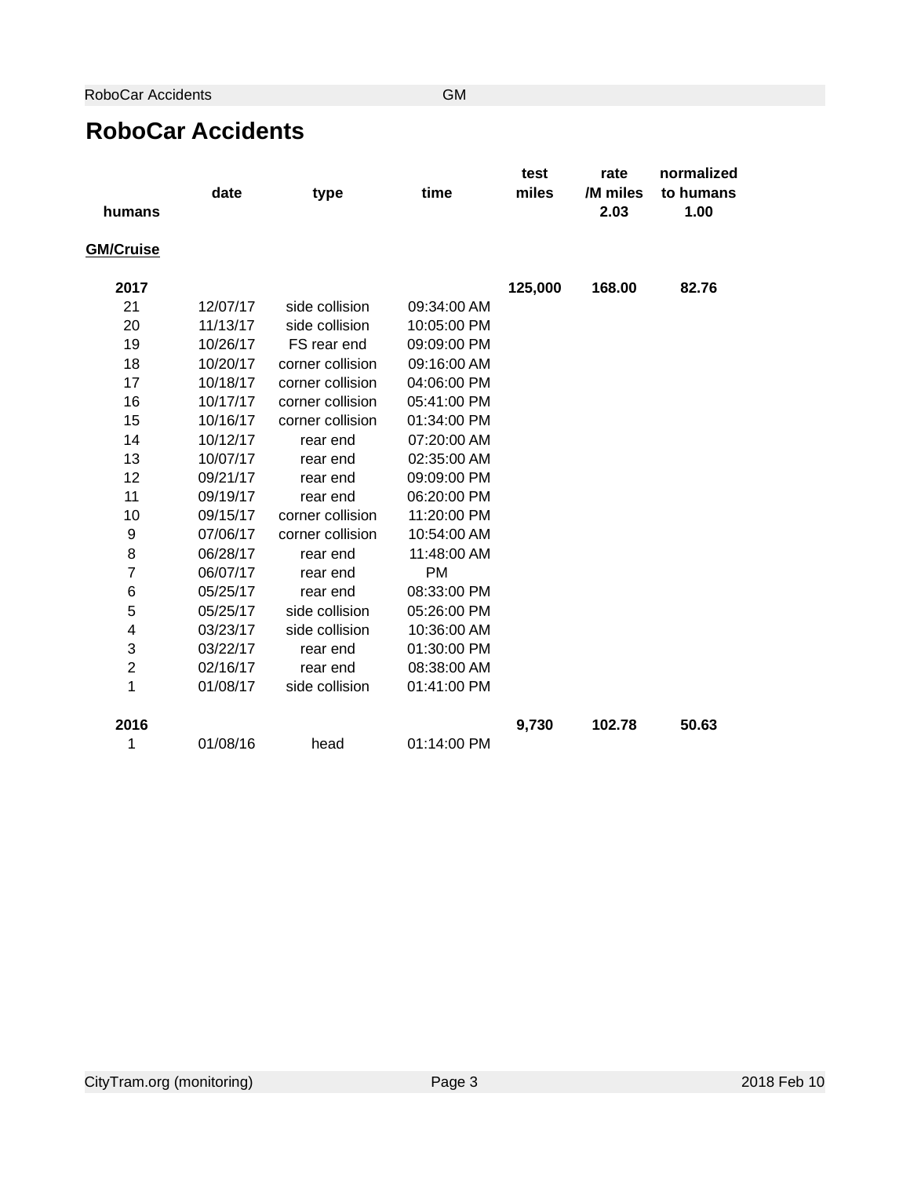# RoboCar Accidents

| | date | type | time | test miles | rate /M miles | normalized to humans |
|---|---|---|---|---|---|---|
| humans | | | | | 2.03 | 1.00 |
| **GM/Cruise** | | | | | | |
| **2017** | | | | **125,000** | **168.00** | **82.76** |
| 21 | 12/07/17 | side collision | 09:34:00 AM | | | |
| 20 | 11/13/17 | side collision | 10:05:00 PM | | | |
| 19 | 10/26/17 | FS rear end | 09:09:00 PM | | | |
| 18 | 10/20/17 | corner collision | 09:16:00 AM | | | |
| 17 | 10/18/17 | corner collision | 04:06:00 PM | | | |
| 16 | 10/17/17 | corner collision | 05:41:00 PM | | | |
| 15 | 10/16/17 | corner collision | 01:34:00 PM | | | |
| 14 | 10/12/17 | rear end | 07:20:00 AM | | | |
| 13 | 10/07/17 | rear end | 02:35:00 AM | | | |
| 12 | 09/21/17 | rear end | 09:09:00 PM | | | |
| 11 | 09/19/17 | rear end | 06:20:00 PM | | | |
| 10 | 09/15/17 | corner collision | 11:20:00 PM | | | |
| 9 | 07/06/17 | corner collision | 10:54:00 AM | | | |
| 8 | 06/28/17 | rear end | 11:48:00 AM | | | |
| 7 | 06/07/17 | rear end | PM | | | |
| 6 | 05/25/17 | rear end | 08:33:00 PM | | | |
| 5 | 05/25/17 | side collision | 05:26:00 PM | | | |
| 4 | 03/23/17 | side collision | 10:36:00 AM | | | |
| 3 | 03/22/17 | rear end | 01:30:00 PM | | | |
| 2 | 02/16/17 | rear end | 08:38:00 AM | | | |
| 1 | 01/08/17 | side collision | 01:41:00 PM | | | |
| **2016** | | | | **9,730** | **102.78** | **50.63** |
| 1 | 01/08/16 | head | 01:14:00 PM | | | |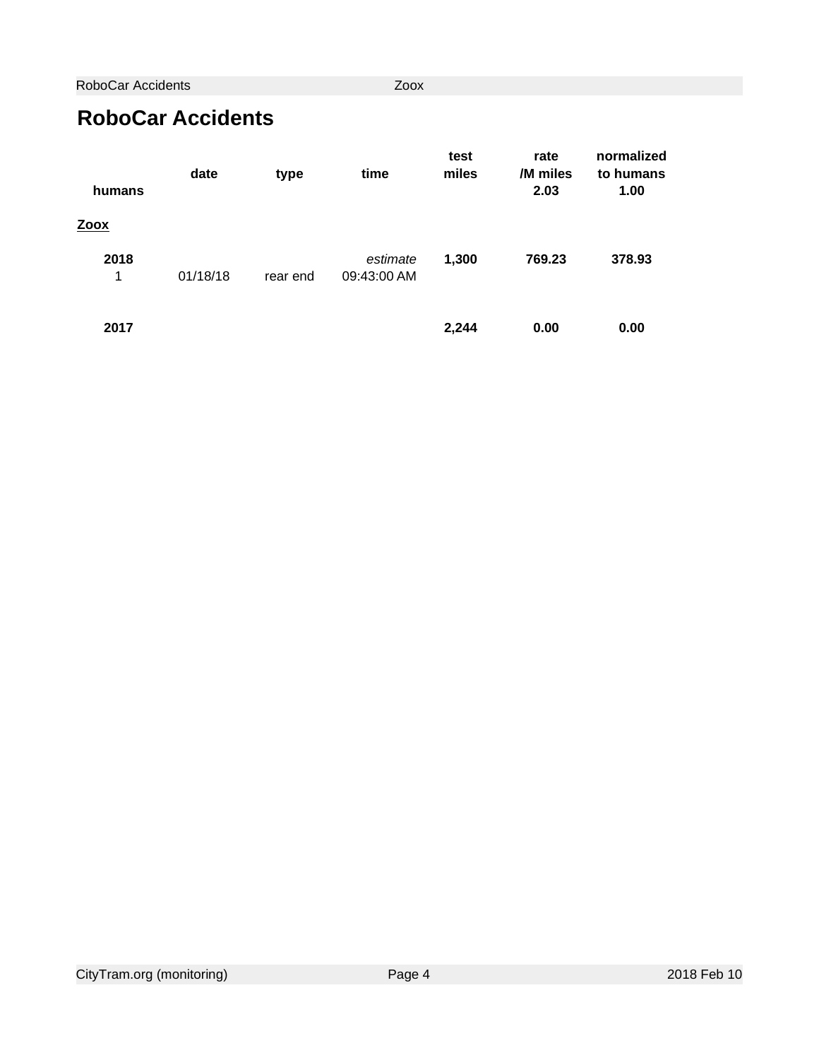# RoboCar Accidents

| humans | date | type | time | test miles | rate /M miles | normalized to humans |
|---|---|---|---|---|---|---|
| | | | | | **2.03** | **1.00** |
| **Zoox** | | | | | | |
| **2018** | | | *estimate* | **1,300** | **769.23** | **378.93** |
| 1 | 01/18/18 | rear end | 09:43:00 AM | | | |
| **2017** | | | | **2,244** | **0.00** | **0.00** |